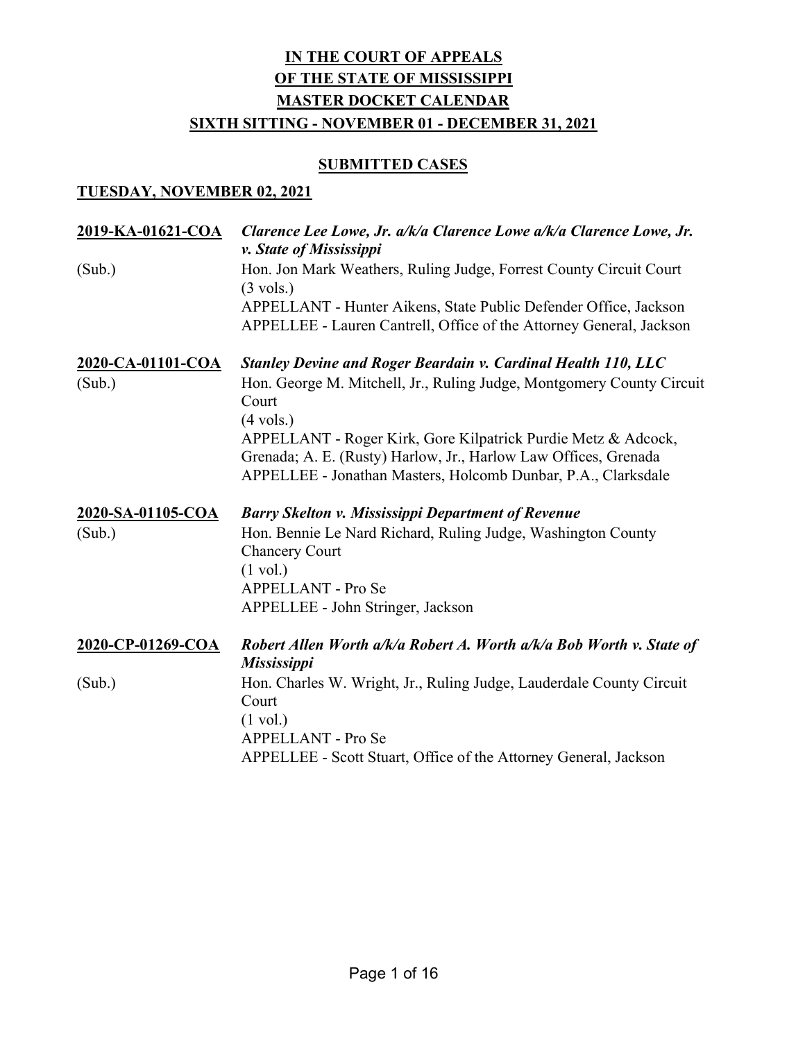# IN THE COURT OF APPEALS OF THE STATE OF MISSISSIPPI MASTER DOCKET CALENDAR SIXTH SITTING - NOVEMBER 01 - DECEMBER 31, 2021

## SUBMITTED CASES

### TUESDAY, NOVEMBER 02, 2021

**2019-KA-01621-COA** *Clarence Lee Lowe, Jr. a/k/a Clarence Lowe a/k/a Clarence Lowe, Jr. v. State of Mississippi*
(Sub.) Hon. Jon Mark Weathers, Ruling Judge, Forrest County Circuit Court
(3 vols.)
APPELLANT - Hunter Aikens, State Public Defender Office, Jackson
APPELLEE - Lauren Cantrell, Office of the Attorney General, Jackson

**2020-CA-01101-COA** *Stanley Devine and Roger Beardain v. Cardinal Health 110, LLC*
(Sub.) Hon. George M. Mitchell, Jr., Ruling Judge, Montgomery County Circuit Court
(4 vols.)
APPELLANT - Roger Kirk, Gore Kilpatrick Purdie Metz & Adcock, Grenada; A. E. (Rusty) Harlow, Jr., Harlow Law Offices, Grenada
APPELLEE - Jonathan Masters, Holcomb Dunbar, P.A., Clarksdale

**2020-SA-01105-COA** *Barry Skelton v. Mississippi Department of Revenue*
(Sub.) Hon. Bennie Le Nard Richard, Ruling Judge, Washington County Chancery Court
(1 vol.)
APPELLANT - Pro Se
APPELLEE - John Stringer, Jackson

**2020-CP-01269-COA** *Robert Allen Worth a/k/a Robert A. Worth a/k/a Bob Worth v. State of Mississippi*
(Sub.) Hon. Charles W. Wright, Jr., Ruling Judge, Lauderdale County Circuit Court
(1 vol.)
APPELLANT - Pro Se
APPELLEE - Scott Stuart, Office of the Attorney General, Jackson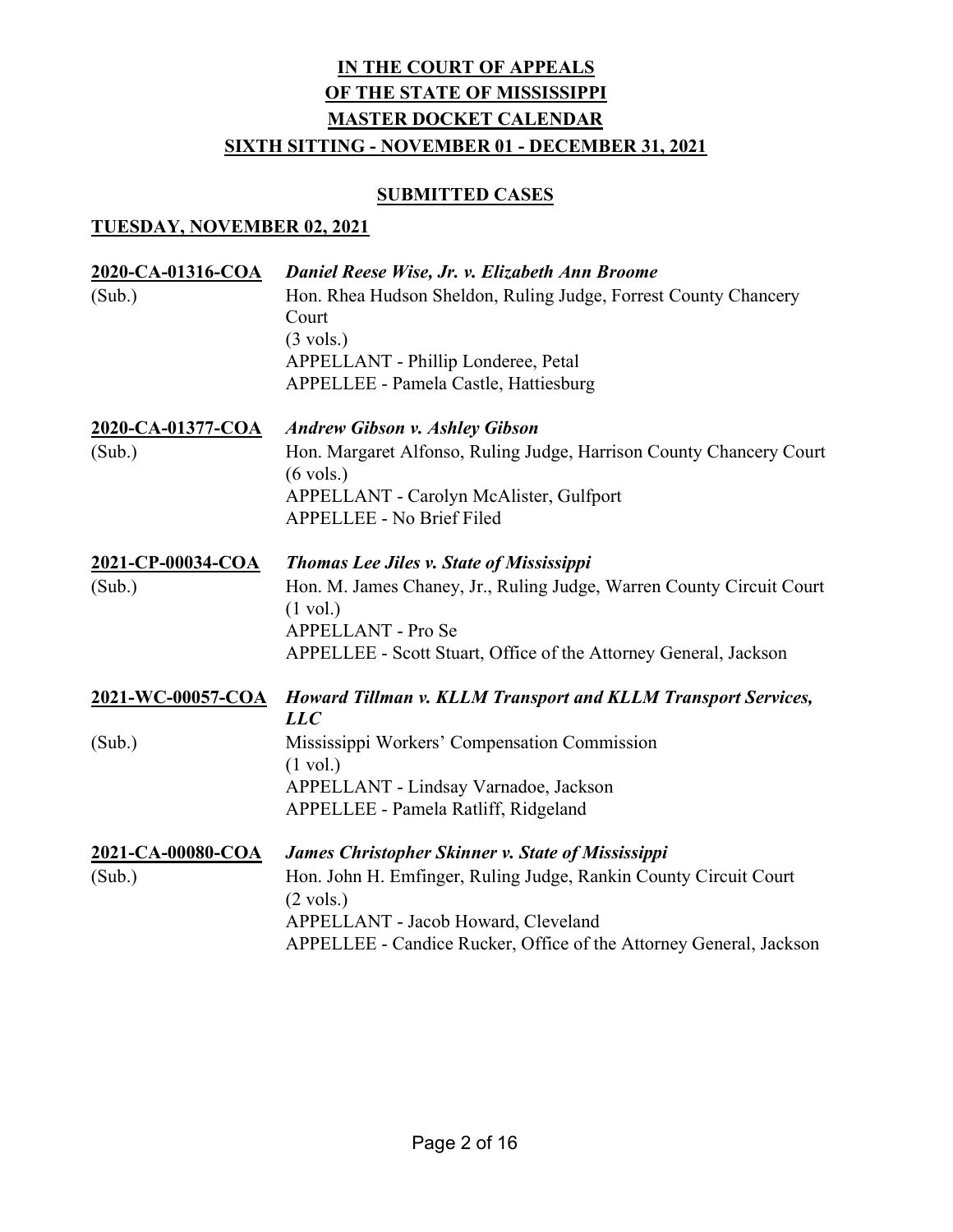# IN THE COURT OF APPEALS
# OF THE STATE OF MISSISSIPPI
# MASTER DOCKET CALENDAR
# SIXTH SITTING - NOVEMBER 01 - DECEMBER 31, 2021

## SUBMITTED CASES

### TUESDAY, NOVEMBER 02, 2021

**2020-CA-01316-COA** *Daniel Reese Wise, Jr. v. Elizabeth Ann Broome*
(Sub.)
Hon. Rhea Hudson Sheldon, Ruling Judge, Forrest County Chancery Court
(3 vols.)
APPELLANT - Phillip Londeree, Petal
APPELLEE - Pamela Castle, Hattiesburg

**2020-CA-01377-COA** *Andrew Gibson v. Ashley Gibson*
(Sub.)
Hon. Margaret Alfonso, Ruling Judge, Harrison County Chancery Court
(6 vols.)
APPELLANT - Carolyn McAlister, Gulfport
APPELLEE - No Brief Filed

**2021-CP-00034-COA** *Thomas Lee Jiles v. State of Mississippi*
(Sub.)
Hon. M. James Chaney, Jr., Ruling Judge, Warren County Circuit Court
(1 vol.)
APPELLANT - Pro Se
APPELLEE - Scott Stuart, Office of the Attorney General, Jackson

**2021-WC-00057-COA** *Howard Tillman v. KLLM Transport and KLLM Transport Services, LLC*
(Sub.)
Mississippi Workers' Compensation Commission
(1 vol.)
APPELLANT - Lindsay Varnadoe, Jackson
APPELLEE - Pamela Ratliff, Ridgeland

**2021-CA-00080-COA** *James Christopher Skinner v. State of Mississippi*
(Sub.)
Hon. John H. Emfinger, Ruling Judge, Rankin County Circuit Court
(2 vols.)
APPELLANT - Jacob Howard, Cleveland
APPELLEE - Candice Rucker, Office of the Attorney General, Jackson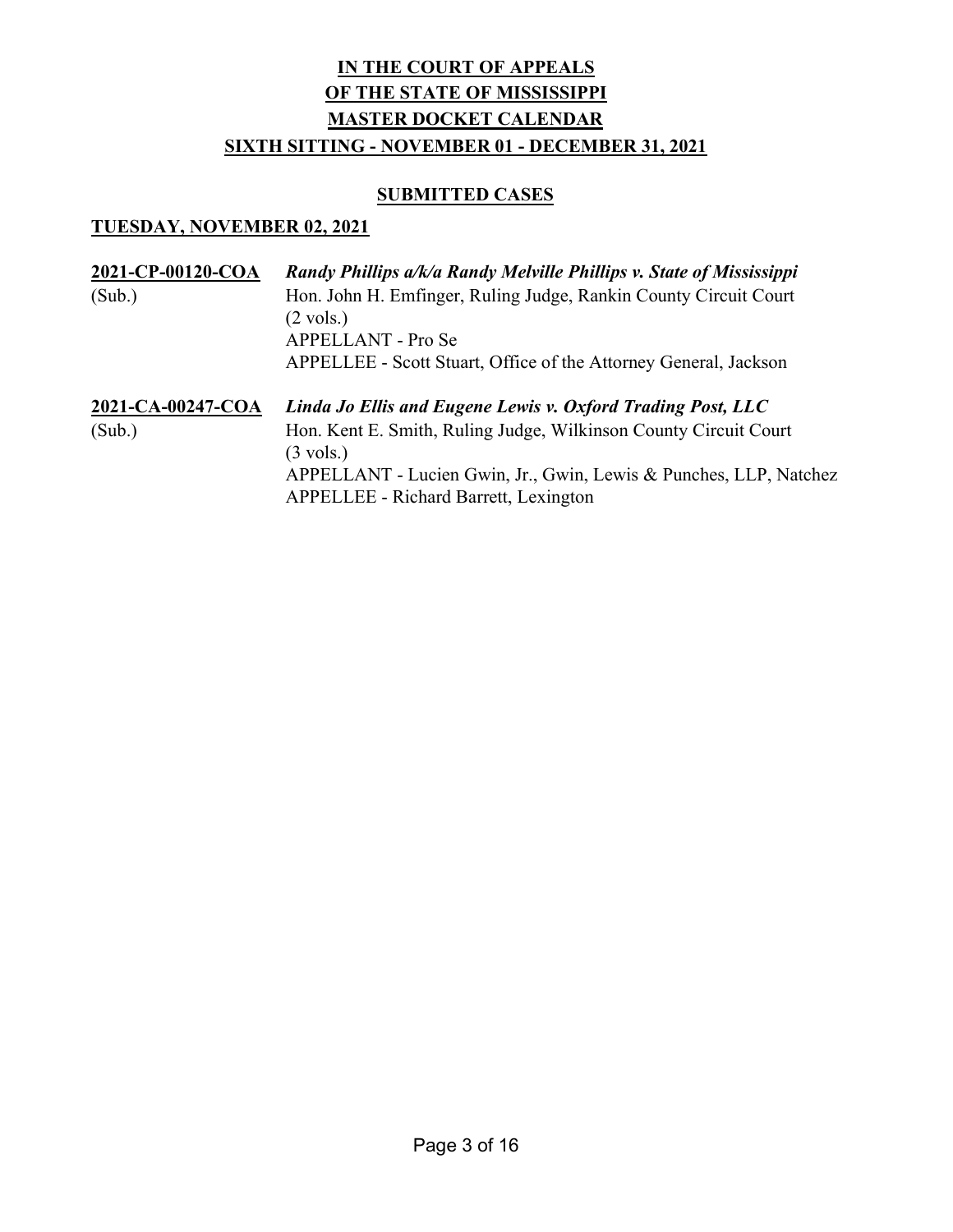# IN THE COURT OF APPEALS
# OF THE STATE OF MISSISSIPPI
# MASTER DOCKET CALENDAR
# SIXTH SITTING - NOVEMBER 01 - DECEMBER 31, 2021

## SUBMITTED CASES

### TUESDAY, NOVEMBER 02, 2021

**2021-CP-00120-COA** (Sub.)
***Randy Phillips a/k/a Randy Melville Phillips v. State of Mississippi***
Hon. John H. Emfinger, Ruling Judge, Rankin County Circuit Court
(2 vols.)
APPELLANT - Pro Se
APPELLEE - Scott Stuart, Office of the Attorney General, Jackson

**2021-CA-00247-COA** (Sub.)
***Linda Jo Ellis and Eugene Lewis v. Oxford Trading Post, LLC***
Hon. Kent E. Smith, Ruling Judge, Wilkinson County Circuit Court
(3 vols.)
APPELLANT - Lucien Gwin, Jr., Gwin, Lewis & Punches, LLP, Natchez
APPELLEE - Richard Barrett, Lexington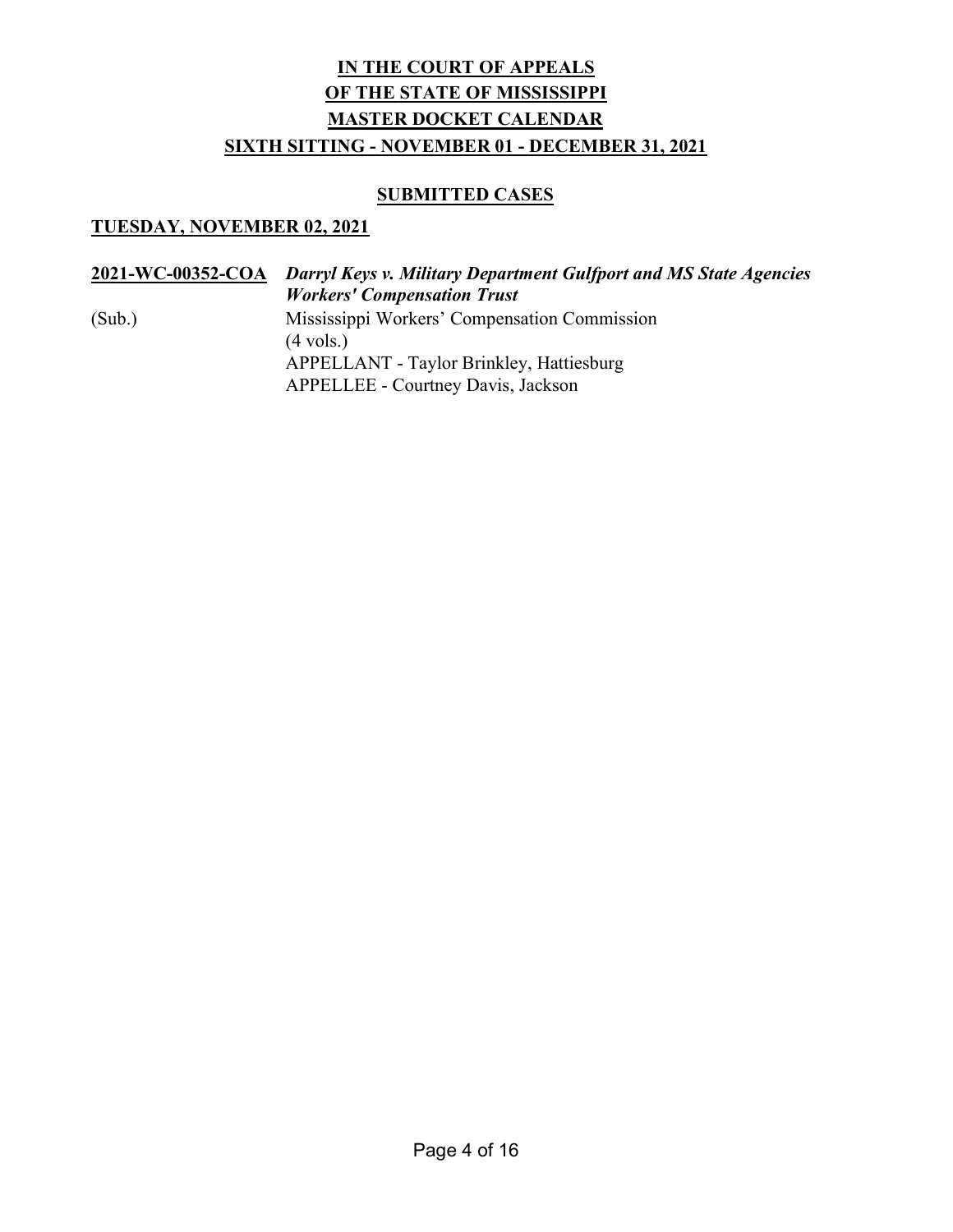# IN THE COURT OF APPEALS
# OF THE STATE OF MISSISSIPPI
# MASTER DOCKET CALENDAR
# SIXTH SITTING - NOVEMBER 01 - DECEMBER 31, 2021

## SUBMITTED CASES

### TUESDAY, NOVEMBER 02, 2021

**2021-WC-00352-COA** ***Darryl Keys v. Military Department Gulfport and MS State Agencies Workers' Compensation Trust***

(Sub.)
Mississippi Workers' Compensation Commission
(4 vols.)
APPELLANT - Taylor Brinkley, Hattiesburg
APPELLEE - Courtney Davis, Jackson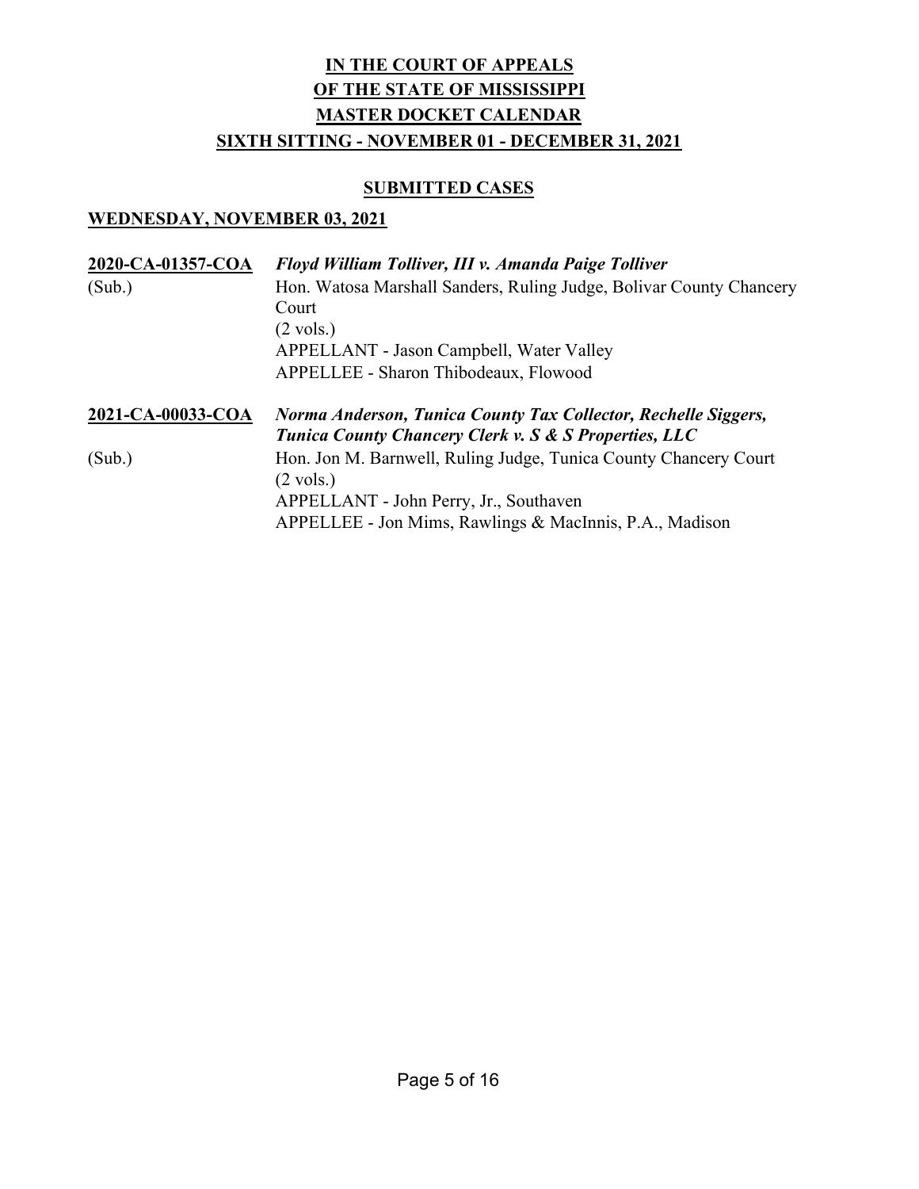# IN THE COURT OF APPEALS
# OF THE STATE OF MISSISSIPPI
# MASTER DOCKET CALENDAR
# SIXTH SITTING - NOVEMBER 01 - DECEMBER 31, 2021

## SUBMITTED CASES

### WEDNESDAY, NOVEMBER 03, 2021

**2020-CA-01357-COA** — ***Floyd William Tolliver, III v. Amanda Paige Tolliver***

(Sub.)

Hon. Watosa Marshall Sanders, Ruling Judge, Bolivar County Chancery Court
(2 vols.)
APPELLANT - Jason Campbell, Water Valley
APPELLEE - Sharon Thibodeaux, Flowood

**2021-CA-00033-COA** — ***Norma Anderson, Tunica County Tax Collector, Rechelle Siggers, Tunica County Chancery Clerk v. S & S Properties, LLC***

(Sub.)

Hon. Jon M. Barnwell, Ruling Judge, Tunica County Chancery Court
(2 vols.)
APPELLANT - John Perry, Jr., Southaven
APPELLEE - Jon Mims, Rawlings & MacInnis, P.A., Madison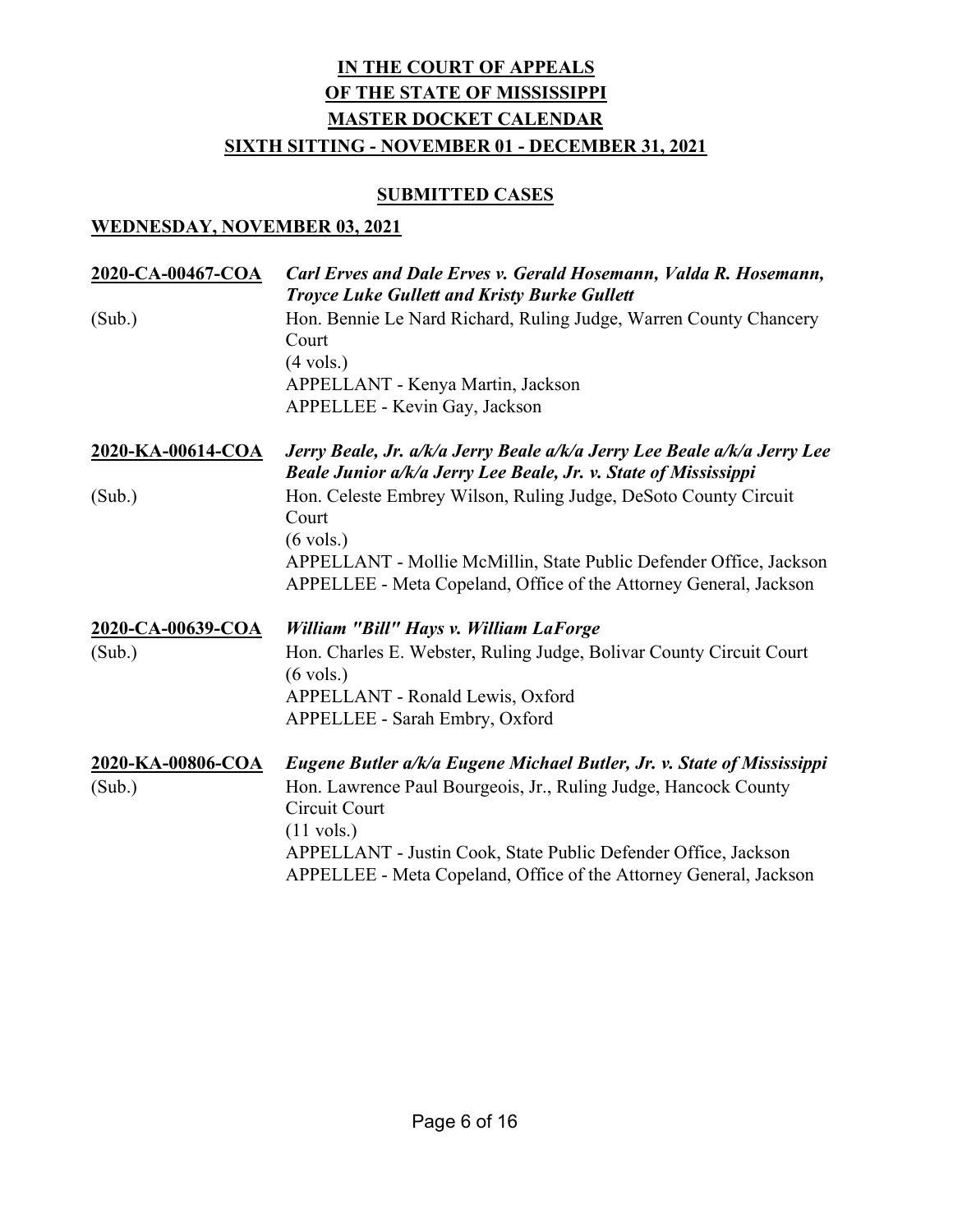# IN THE COURT OF APPEALS
# OF THE STATE OF MISSISSIPPI
# MASTER DOCKET CALENDAR
# SIXTH SITTING - NOVEMBER 01 - DECEMBER 31, 2021

## SUBMITTED CASES

## WEDNESDAY, NOVEMBER 03, 2021

**2020-CA-00467-COA** *Carl Erves and Dale Erves v. Gerald Hosemann, Valda R. Hosemann, Troyce Luke Gullett and Kristy Burke Gullett*

(Sub.)
Hon. Bennie Le Nard Richard, Ruling Judge, Warren County Chancery Court
(4 vols.)
APPELLANT - Kenya Martin, Jackson
APPELLEE - Kevin Gay, Jackson

**2020-KA-00614-COA** *Jerry Beale, Jr. a/k/a Jerry Beale a/k/a Jerry Lee Beale a/k/a Jerry Lee Beale Junior a/k/a Jerry Lee Beale, Jr. v. State of Mississippi*

(Sub.)
Hon. Celeste Embrey Wilson, Ruling Judge, DeSoto County Circuit Court
(6 vols.)
APPELLANT - Mollie McMillin, State Public Defender Office, Jackson
APPELLEE - Meta Copeland, Office of the Attorney General, Jackson

**2020-CA-00639-COA** *William "Bill" Hays v. William LaForge*

(Sub.)
Hon. Charles E. Webster, Ruling Judge, Bolivar County Circuit Court
(6 vols.)
APPELLANT - Ronald Lewis, Oxford
APPELLEE - Sarah Embry, Oxford

**2020-KA-00806-COA** *Eugene Butler a/k/a Eugene Michael Butler, Jr. v. State of Mississippi*

(Sub.)
Hon. Lawrence Paul Bourgeois, Jr., Ruling Judge, Hancock County Circuit Court
(11 vols.)
APPELLANT - Justin Cook, State Public Defender Office, Jackson
APPELLEE - Meta Copeland, Office of the Attorney General, Jackson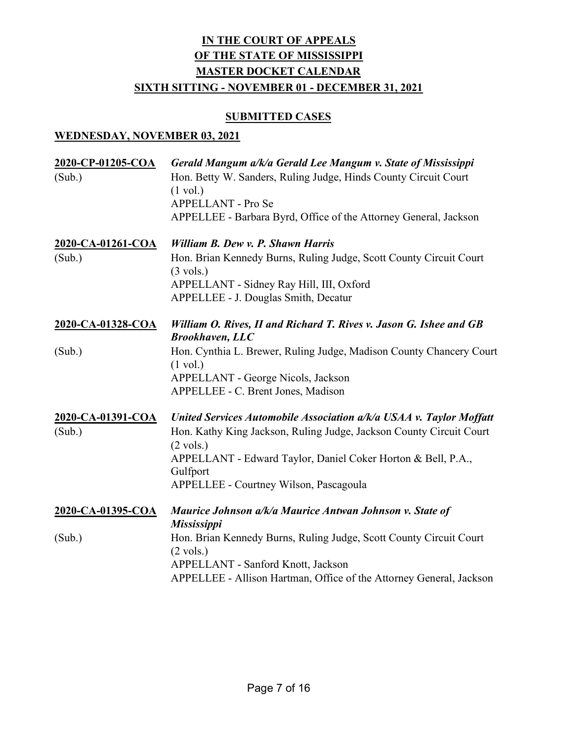# IN THE COURT OF APPEALS
# OF THE STATE OF MISSISSIPPI
# MASTER DOCKET CALENDAR
# SIXTH SITTING - NOVEMBER 01 - DECEMBER 31, 2021

## SUBMITTED CASES

### WEDNESDAY, NOVEMBER 03, 2021

**2020-CP-01205-COA** (Sub.)
***Gerald Mangum a/k/a Gerald Lee Mangum v. State of Mississippi***
Hon. Betty W. Sanders, Ruling Judge, Hinds County Circuit Court
(1 vol.)
APPELLANT - Pro Se
APPELLEE - Barbara Byrd, Office of the Attorney General, Jackson

**2020-CA-01261-COA** (Sub.)
***William B. Dew v. P. Shawn Harris***
Hon. Brian Kennedy Burns, Ruling Judge, Scott County Circuit Court
(3 vols.)
APPELLANT - Sidney Ray Hill, III, Oxford
APPELLEE - J. Douglas Smith, Decatur

**2020-CA-01328-COA** (Sub.)
***William O. Rives, II and Richard T. Rives v. Jason G. Ishee and GB Brookhaven, LLC***
Hon. Cynthia L. Brewer, Ruling Judge, Madison County Chancery Court
(1 vol.)
APPELLANT - George Nicols, Jackson
APPELLEE - C. Brent Jones, Madison

**2020-CA-01391-COA** (Sub.)
***United Services Automobile Association a/k/a USAA v. Taylor Moffatt***
Hon. Kathy King Jackson, Ruling Judge, Jackson County Circuit Court
(2 vols.)
APPELLANT - Edward Taylor, Daniel Coker Horton & Bell, P.A., Gulfport
APPELLEE - Courtney Wilson, Pascagoula

**2020-CA-01395-COA** (Sub.)
***Maurice Johnson a/k/a Maurice Antwan Johnson v. State of Mississippi***
Hon. Brian Kennedy Burns, Ruling Judge, Scott County Circuit Court
(2 vols.)
APPELLANT - Sanford Knott, Jackson
APPELLEE - Allison Hartman, Office of the Attorney General, Jackson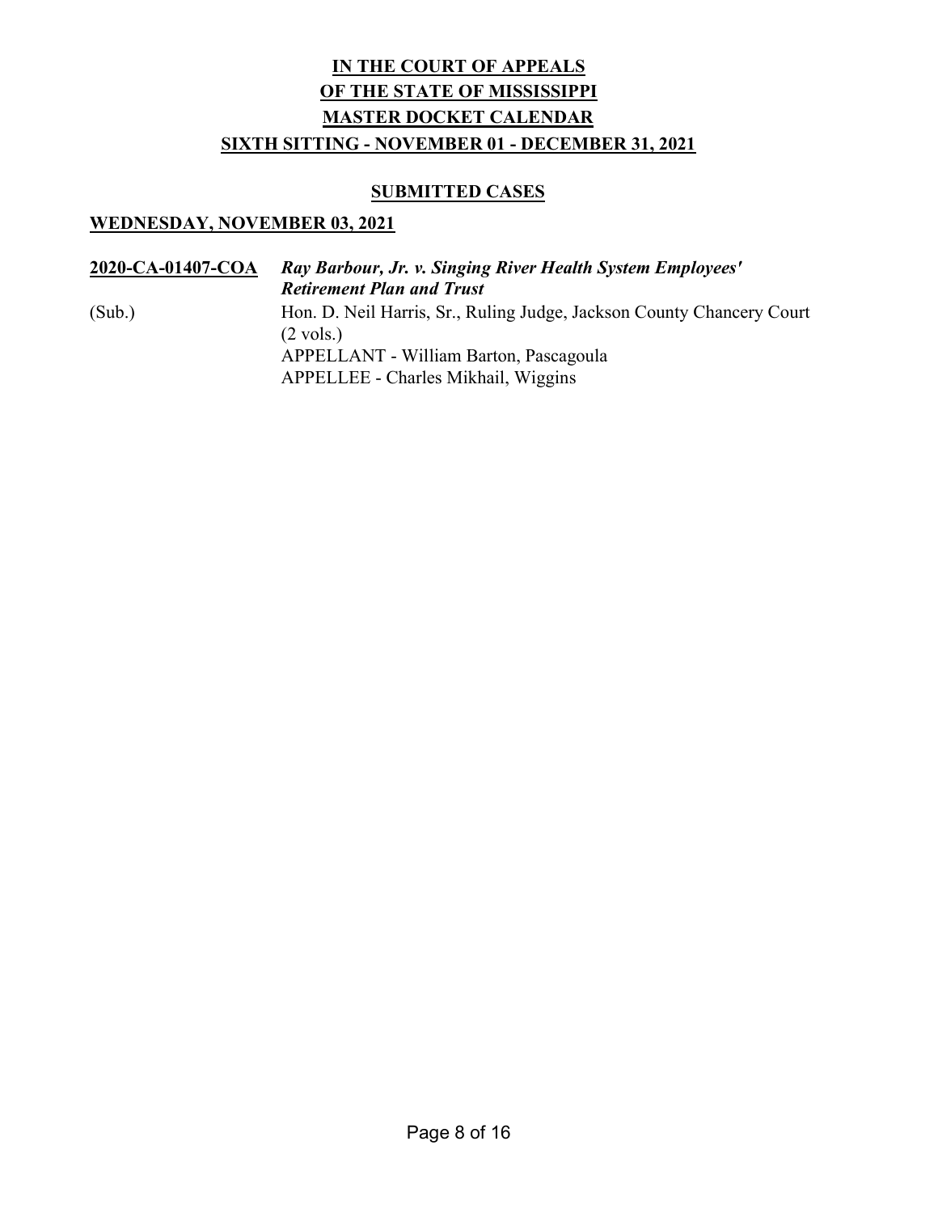**IN THE COURT OF APPEALS**
**OF THE STATE OF MISSISSIPPI**
**MASTER DOCKET CALENDAR**
**SIXTH SITTING - NOVEMBER 01 - DECEMBER 31, 2021**

**SUBMITTED CASES**

**WEDNESDAY, NOVEMBER 03, 2021**

**2020-CA-01407-COA** ***Ray Barbour, Jr. v. Singing River Health System Employees' Retirement Plan and Trust***

(Sub.)
Hon. D. Neil Harris, Sr., Ruling Judge, Jackson County Chancery Court
(2 vols.)
APPELLANT - William Barton, Pascagoula
APPELLEE - Charles Mikhail, Wiggins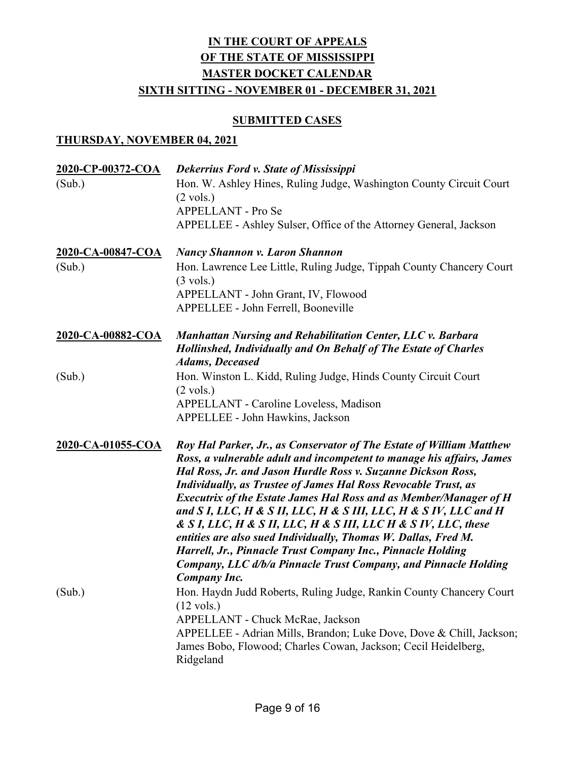# IN THE COURT OF APPEALS
# OF THE STATE OF MISSISSIPPI
# MASTER DOCKET CALENDAR
# SIXTH SITTING - NOVEMBER 01 - DECEMBER 31, 2021

## SUBMITTED CASES

### THURSDAY, NOVEMBER 04, 2021

**2020-CP-00372-COA** ***Dekerrius Ford v. State of Mississippi***

(Sub.) Hon. W. Ashley Hines, Ruling Judge, Washington County Circuit Court (2 vols.)
APPELLANT - Pro Se
APPELLEE - Ashley Sulser, Office of the Attorney General, Jackson

**2020-CA-00847-COA** ***Nancy Shannon v. Laron Shannon***

(Sub.) Hon. Lawrence Lee Little, Ruling Judge, Tippah County Chancery Court (3 vols.)
APPELLANT - John Grant, IV, Flowood
APPELLEE - John Ferrell, Booneville

**2020-CA-00882-COA** ***Manhattan Nursing and Rehabilitation Center, LLC v. Barbara Hollinshed, Individually and On Behalf of The Estate of Charles Adams, Deceased***

(Sub.) Hon. Winston L. Kidd, Ruling Judge, Hinds County Circuit Court (2 vols.)
APPELLANT - Caroline Loveless, Madison
APPELLEE - John Hawkins, Jackson

**2020-CA-01055-COA** ***Roy Hal Parker, Jr., as Conservator of The Estate of William Matthew Ross, a vulnerable adult and incompetent to manage his affairs, James Hal Ross, Jr. and Jason Hurdle Ross v. Suzanne Dickson Ross, Individually, as Trustee of James Hal Ross Revocable Trust, as Executrix of the Estate James Hal Ross and as Member/Manager of H and S I, LLC, H & S II, LLC, H & S III, LLC, H & S IV, LLC and H & S I, LLC, H & S II, LLC, H & S III, LLC H & S IV, LLC, these entities are also sued Individually, Thomas W. Dallas, Fred M. Harrell, Jr., Pinnacle Trust Company Inc., Pinnacle Holding Company, LLC d/b/a Pinnacle Trust Company, and Pinnacle Holding Company Inc.***

(Sub.) Hon. Haydn Judd Roberts, Ruling Judge, Rankin County Chancery Court (12 vols.)
APPELLANT - Chuck McRae, Jackson
APPELLEE - Adrian Mills, Brandon; Luke Dove, Dove & Chill, Jackson; James Bobo, Flowood; Charles Cowan, Jackson; Cecil Heidelberg, Ridgeland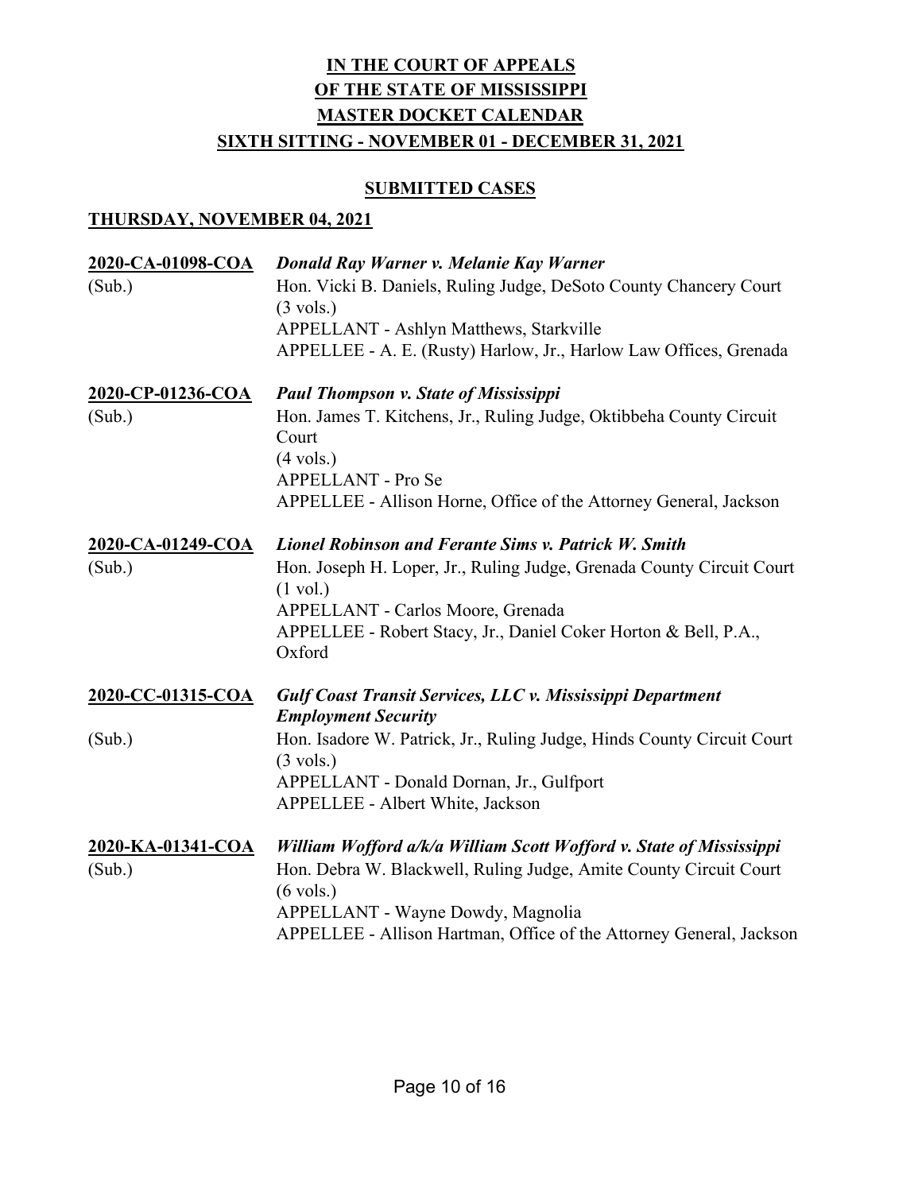# IN THE COURT OF APPEALS
# OF THE STATE OF MISSISSIPPI
# MASTER DOCKET CALENDAR
# SIXTH SITTING - NOVEMBER 01 - DECEMBER 31, 2021

## SUBMITTED CASES

### THURSDAY, NOVEMBER 04, 2021

**2020-CA-01098-COA** ***Donald Ray Warner v. Melanie Kay Warner***
(Sub.)
Hon. Vicki B. Daniels, Ruling Judge, DeSoto County Chancery Court
(3 vols.)
APPELLANT - Ashlyn Matthews, Starkville
APPELLEE - A. E. (Rusty) Harlow, Jr., Harlow Law Offices, Grenada

**2020-CP-01236-COA** ***Paul Thompson v. State of Mississippi***
(Sub.)
Hon. James T. Kitchens, Jr., Ruling Judge, Oktibbeha County Circuit Court
(4 vols.)
APPELLANT - Pro Se
APPELLEE - Allison Horne, Office of the Attorney General, Jackson

**2020-CA-01249-COA** ***Lionel Robinson and Ferante Sims v. Patrick W. Smith***
(Sub.)
Hon. Joseph H. Loper, Jr., Ruling Judge, Grenada County Circuit Court
(1 vol.)
APPELLANT - Carlos Moore, Grenada
APPELLEE - Robert Stacy, Jr., Daniel Coker Horton & Bell, P.A., Oxford

**2020-CC-01315-COA** ***Gulf Coast Transit Services, LLC v. Mississippi Department Employment Security***
(Sub.)
Hon. Isadore W. Patrick, Jr., Ruling Judge, Hinds County Circuit Court
(3 vols.)
APPELLANT - Donald Dornan, Jr., Gulfport
APPELLEE - Albert White, Jackson

**2020-KA-01341-COA** ***William Wofford a/k/a William Scott Wofford v. State of Mississippi***
(Sub.)
Hon. Debra W. Blackwell, Ruling Judge, Amite County Circuit Court
(6 vols.)
APPELLANT - Wayne Dowdy, Magnolia
APPELLEE - Allison Hartman, Office of the Attorney General, Jackson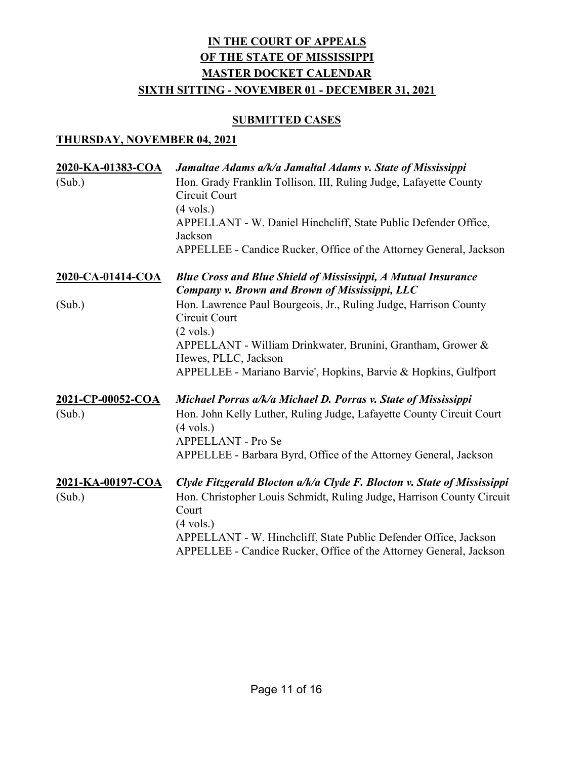# IN THE COURT OF APPEALS
# OF THE STATE OF MISSISSIPPI
# MASTER DOCKET CALENDAR
## SIXTH SITTING - NOVEMBER 01 - DECEMBER 31, 2021

### SUBMITTED CASES

### THURSDAY, NOVEMBER 04, 2021

**2020-KA-01383-COA** *Jamaltae Adams a/k/a Jamaltal Adams v. State of Mississippi*
(Sub.)
Hon. Grady Franklin Tollison, III, Ruling Judge, Lafayette County Circuit Court
(4 vols.)
APPELLANT - W. Daniel Hinchcliff, State Public Defender Office, Jackson
APPELLEE - Candice Rucker, Office of the Attorney General, Jackson

**2020-CA-01414-COA** ***Blue Cross and Blue Shield of Mississippi, A Mutual Insurance Company v. Brown and Brown of Mississippi, LLC***
(Sub.)
Hon. Lawrence Paul Bourgeois, Jr., Ruling Judge, Harrison County Circuit Court
(2 vols.)
APPELLANT - William Drinkwater, Brunini, Grantham, Grower & Hewes, PLLC, Jackson
APPELLEE - Mariano Barvie', Hopkins, Barvie & Hopkins, Gulfport

**2021-CP-00052-COA** ***Michael Porras a/k/a Michael D. Porras v. State of Mississippi***
(Sub.)
Hon. John Kelly Luther, Ruling Judge, Lafayette County Circuit Court
(4 vols.)
APPELLANT - Pro Se
APPELLEE - Barbara Byrd, Office of the Attorney General, Jackson

**2021-KA-00197-COA** ***Clyde Fitzgerald Blocton a/k/a Clyde F. Blocton v. State of Mississippi***
(Sub.)
Hon. Christopher Louis Schmidt, Ruling Judge, Harrison County Circuit Court
(4 vols.)
APPELLANT - W. Hinchcliff, State Public Defender Office, Jackson
APPELLEE - Candice Rucker, Office of the Attorney General, Jackson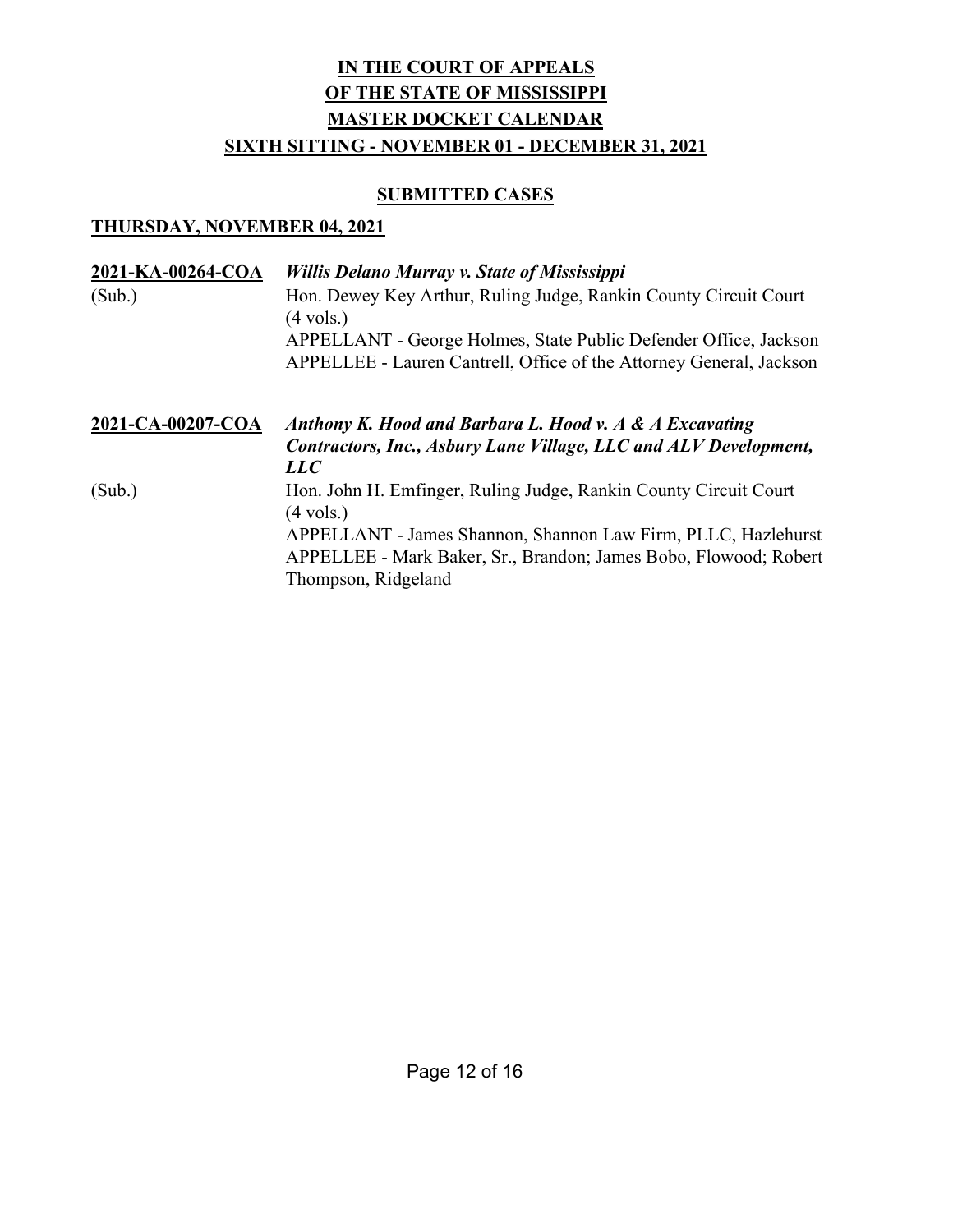# IN THE COURT OF APPEALS OF THE STATE OF MISSISSIPPI MASTER DOCKET CALENDAR SIXTH SITTING - NOVEMBER 01 - DECEMBER 31, 2021

## SUBMITTED CASES

### THURSDAY, NOVEMBER 04, 2021

**2021-KA-00264-COA** *Willis Delano Murray v. State of Mississippi*
(Sub.) Hon. Dewey Key Arthur, Ruling Judge, Rankin County Circuit Court (4 vols.)
APPELLANT - George Holmes, State Public Defender Office, Jackson
APPELLEE - Lauren Cantrell, Office of the Attorney General, Jackson

**2021-CA-00207-COA** *Anthony K. Hood and Barbara L. Hood v. A & A Excavating Contractors, Inc., Asbury Lane Village, LLC and ALV Development, LLC*
(Sub.) Hon. John H. Emfinger, Ruling Judge, Rankin County Circuit Court (4 vols.)
APPELLANT - James Shannon, Shannon Law Firm, PLLC, Hazlehurst
APPELLEE - Mark Baker, Sr., Brandon; James Bobo, Flowood; Robert Thompson, Ridgeland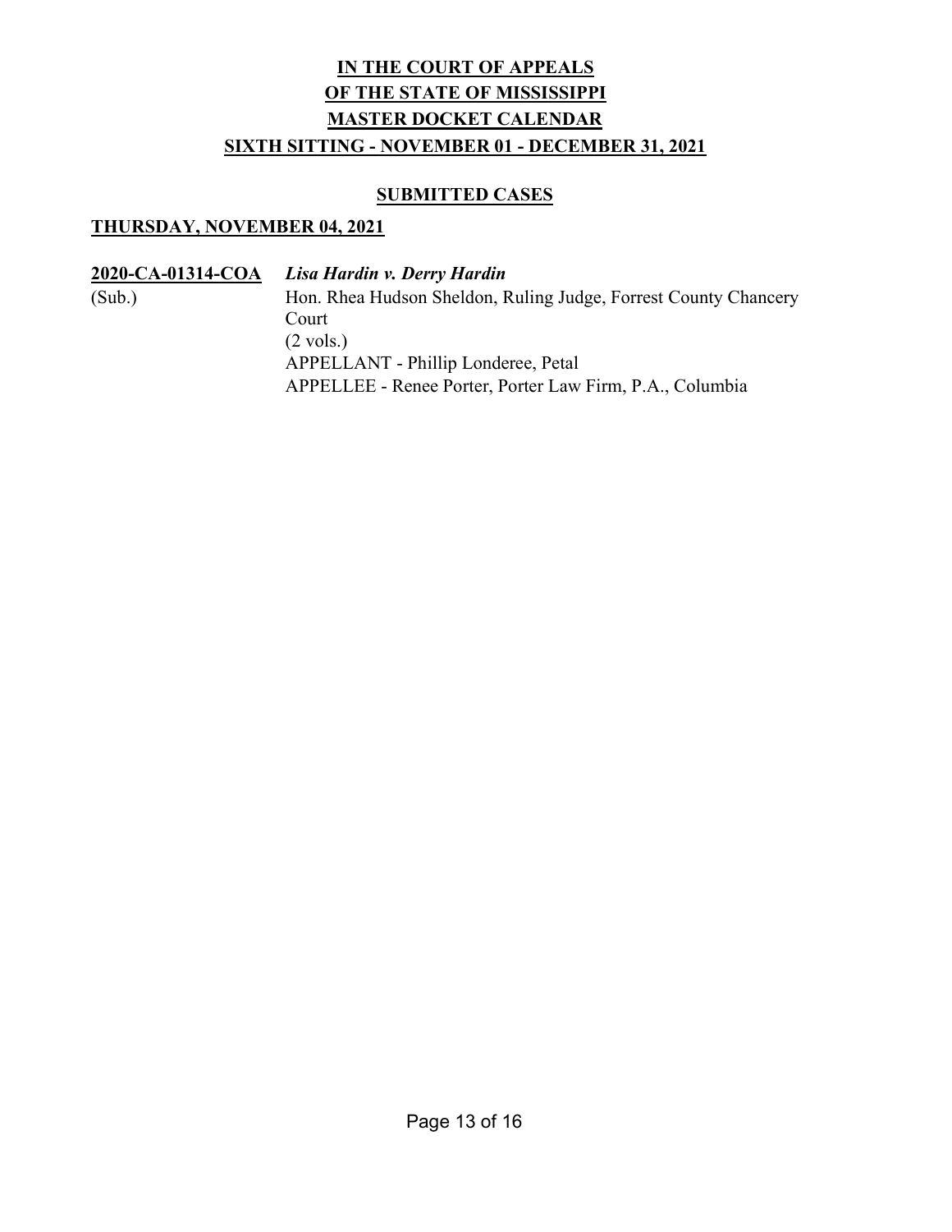**IN THE COURT OF APPEALS**
**OF THE STATE OF MISSISSIPPI**
**MASTER DOCKET CALENDAR**
**SIXTH SITTING - NOVEMBER 01 - DECEMBER 31, 2021**

**SUBMITTED CASES**

**THURSDAY, NOVEMBER 04, 2021**

**2020-CA-01314-COA** *Lisa Hardin v. Derry Hardin*
(Sub.)
Hon. Rhea Hudson Sheldon, Ruling Judge, Forrest County Chancery Court
(2 vols.)
APPELLANT - Phillip Londeree, Petal
APPELLEE - Renee Porter, Porter Law Firm, P.A., Columbia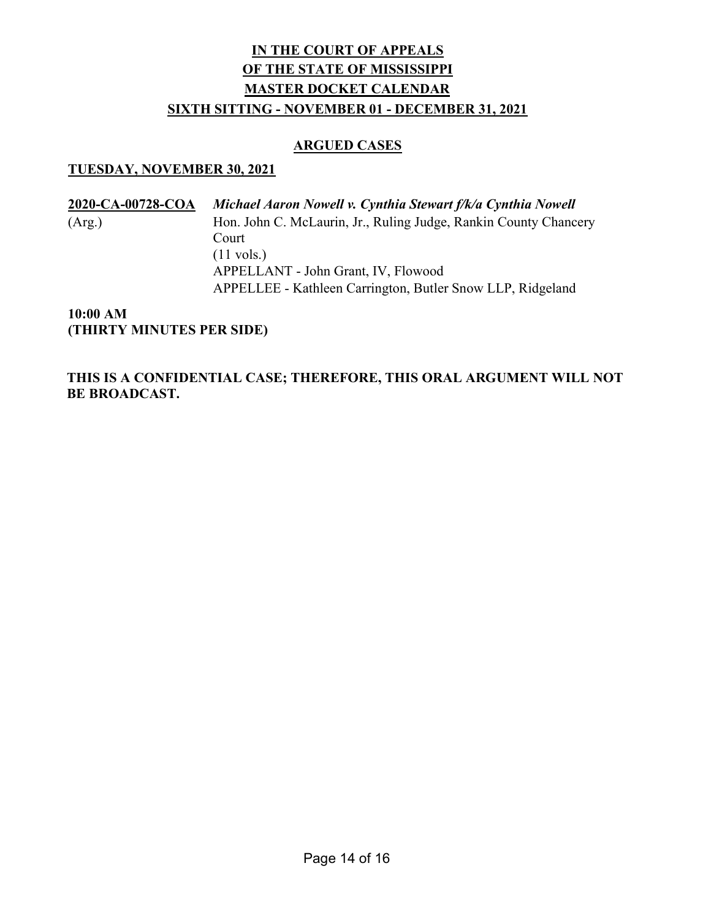# IN THE COURT OF APPEALS
# OF THE STATE OF MISSISSIPPI
# MASTER DOCKET CALENDAR
## SIXTH SITTING - NOVEMBER 01 - DECEMBER 31, 2021

### ARGUED CASES

### TUESDAY, NOVEMBER 30, 2021

**2020-CA-00728-COA** ***Michael Aaron Nowell v. Cynthia Stewart f/k/a Cynthia Nowell***
(Arg.)
Hon. John C. McLaurin, Jr., Ruling Judge, Rankin County Chancery Court
(11 vols.)
APPELLANT - John Grant, IV, Flowood
APPELLEE - Kathleen Carrington, Butler Snow LLP, Ridgeland

**10:00 AM**
**(THIRTY MINUTES PER SIDE)**

**THIS IS A CONFIDENTIAL CASE; THEREFORE, THIS ORAL ARGUMENT WILL NOT BE BROADCAST.**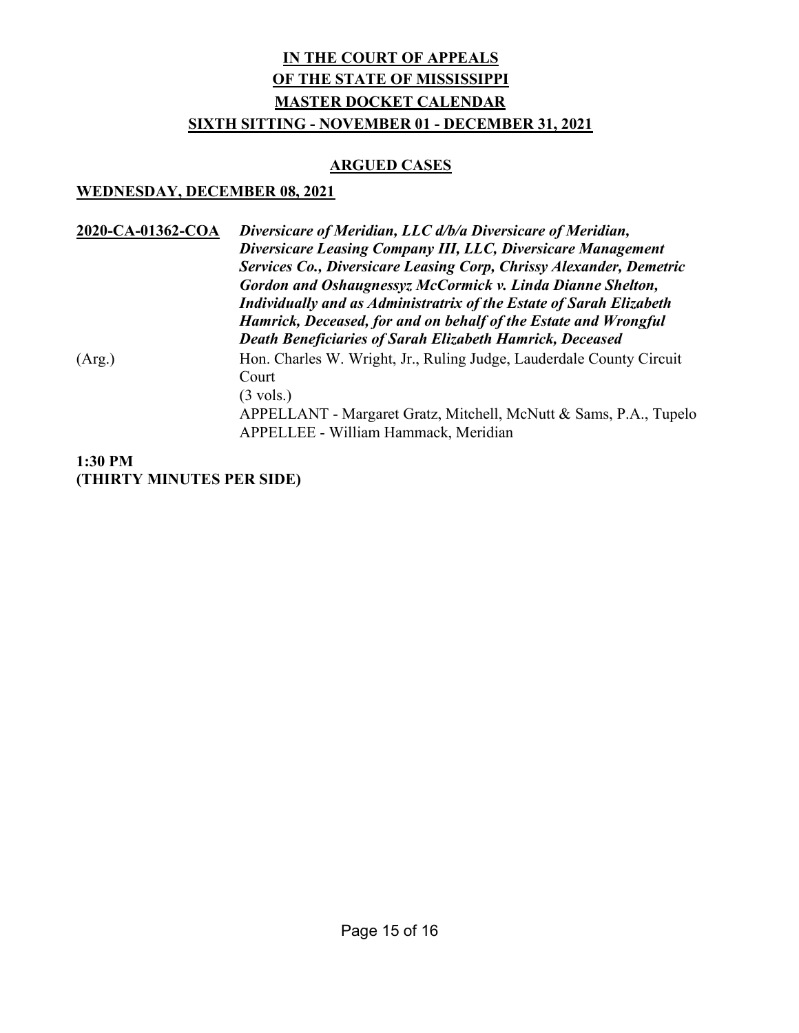**IN THE COURT OF APPEALS**
**OF THE STATE OF MISSISSIPPI**
**MASTER DOCKET CALENDAR**
**SIXTH SITTING - NOVEMBER 01 - DECEMBER 31, 2021**

**ARGUED CASES**

**WEDNESDAY, DECEMBER 08, 2021**

**2020-CA-01362-COA** ***Diversicare of Meridian, LLC d/b/a Diversicare of Meridian, Diversicare Leasing Company III, LLC, Diversicare Management Services Co., Diversicare Leasing Corp, Chrissy Alexander, Demetric Gordon and Oshaugnessyz McCormick v. Linda Dianne Shelton, Individually and as Administratrix of the Estate of Sarah Elizabeth Hamrick, Deceased, for and on behalf of the Estate and Wrongful Death Beneficiaries of Sarah Elizabeth Hamrick, Deceased***

(Arg.) Hon. Charles W. Wright, Jr., Ruling Judge, Lauderdale County Circuit Court
(3 vols.)
APPELLANT - Margaret Gratz, Mitchell, McNutt & Sams, P.A., Tupelo
APPELLEE - William Hammack, Meridian

**1:30 PM**
**(THIRTY MINUTES PER SIDE)**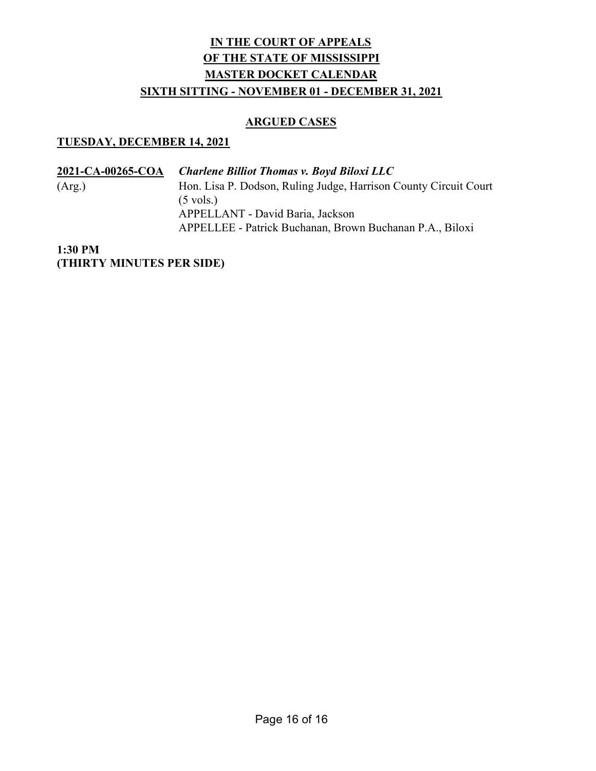# IN THE COURT OF APPEALS
# OF THE STATE OF MISSISSIPPI
# MASTER DOCKET CALENDAR
# SIXTH SITTING - NOVEMBER 01 - DECEMBER 31, 2021

## ARGUED CASES

### TUESDAY, DECEMBER 14, 2021

**2021-CA-00265-COA** ***Charlene Billiot Thomas v. Boyd Biloxi LLC***
(Arg.)
Hon. Lisa P. Dodson, Ruling Judge, Harrison County Circuit Court
(5 vols.)
APPELLANT - David Baria, Jackson
APPELLEE - Patrick Buchanan, Brown Buchanan P.A., Biloxi

**1:30 PM**
**(THIRTY MINUTES PER SIDE)**